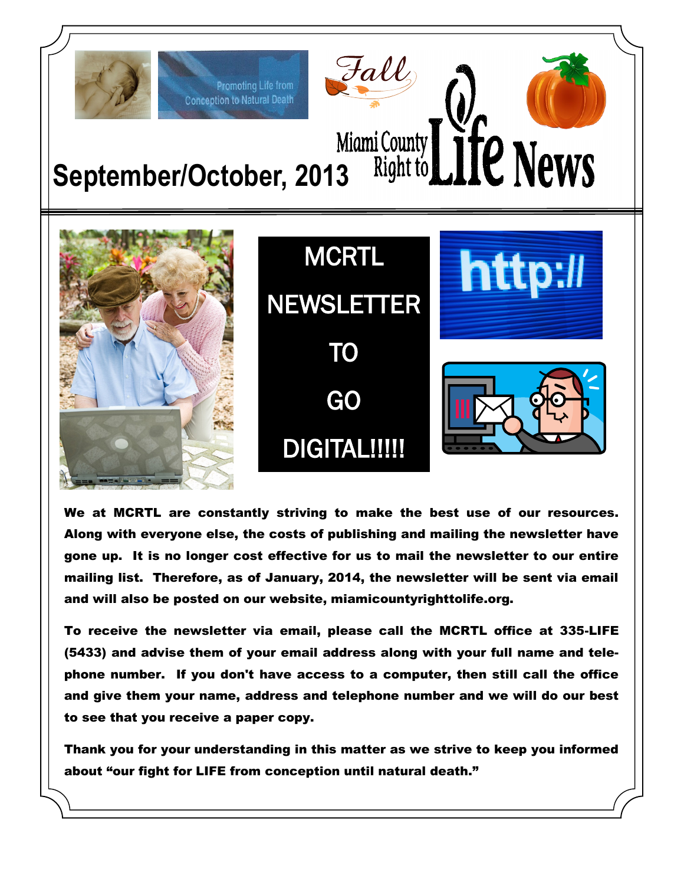Promoting Life from Conception to Natural Death

Fall

# Miami County Right to Life News

## September/October, 2013

## MCRTL NEWSLETTER TO GO DIGITAL!!!!!

http://

**We at MCRTL are constantly striving to make the best use of our resources. Along with everyone else, the costs of publishing and mailing the newsletter have gone up. It is no longer cost effective for us to mail the newsletter to our entire mailing list. Therefore, as of January, 2014, the newsletter will be sent via email and will also be posted on our website, miamicountyrighttolife.org.**

**To receive the newsletter via email, please call the MCRTL office at 335-LIFE (5433) and advise them of your email address along with your full name and telephone number. If you don't have access to a computer, then still call the office and give them your name, address and telephone number and we will do our best to see that you receive a paper copy.**

**Thank you for your understanding in this matter as we strive to keep you informed about "our fight for LIFE from conception until natural death."**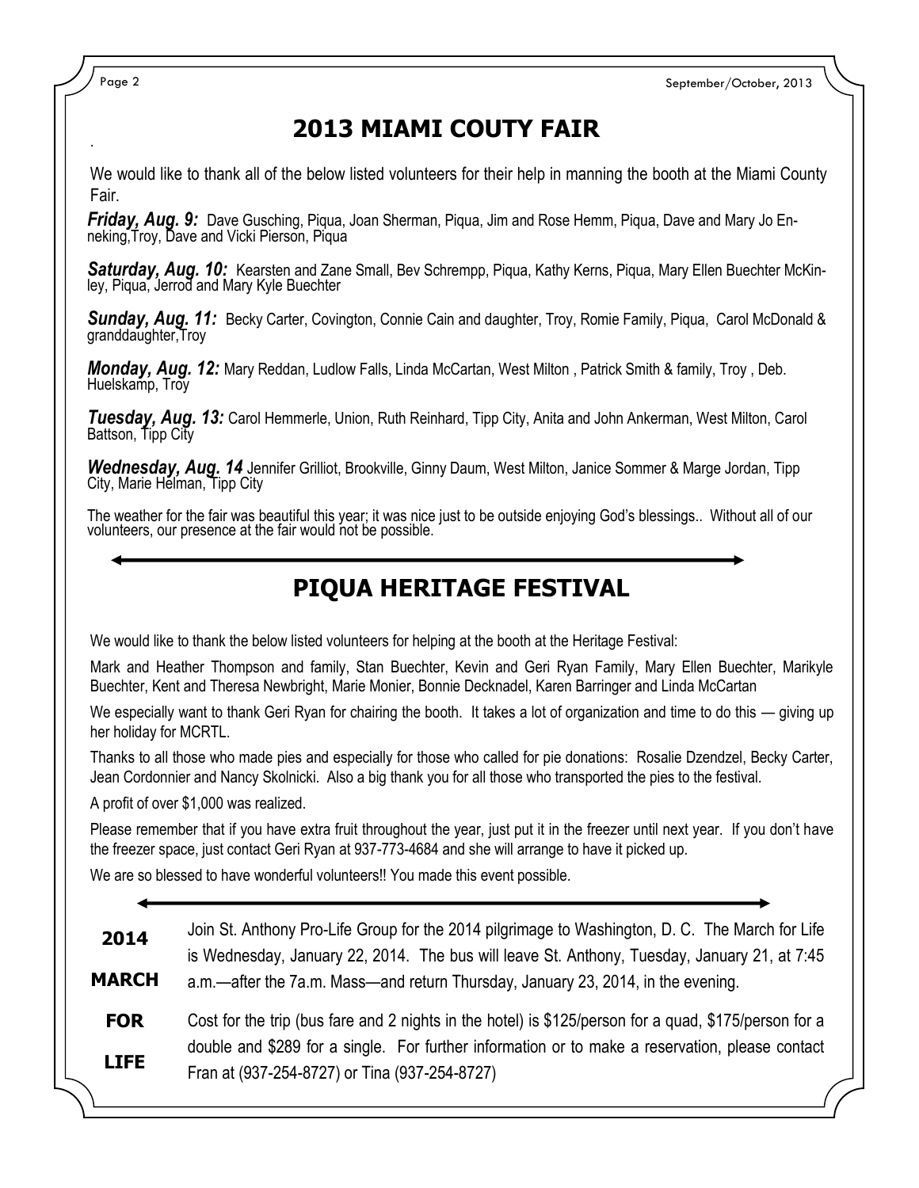## 2013 MIAMI COUTY FAIR

We would like to thank all of the below listed volunteers for their help in manning the booth at the Miami County Fair.

***Friday, Aug. 9:*** Dave Gusching, Piqua, Joan Sherman, Piqua, Jim and Rose Hemm, Piqua, Dave and Mary Jo Enneking,Troy, Dave and Vicki Pierson, Piqua

***Saturday, Aug. 10:*** Kearsten and Zane Small, Bev Schrempp, Piqua, Kathy Kerns, Piqua, Mary Ellen Buechter McKinley, Piqua, Jerrod and Mary Kyle Buechter

***Sunday, Aug. 11:*** Becky Carter, Covington, Connie Cain and daughter, Troy, Romie Family, Piqua, Carol McDonald & granddaughter,Troy

***Monday, Aug. 12:*** Mary Reddan, Ludlow Falls, Linda McCartan, West Milton , Patrick Smith & family, Troy , Deb. Huelskamp, Troy

***Tuesday, Aug. 13:*** Carol Hemmerle, Union, Ruth Reinhard, Tipp City, Anita and John Ankerman, West Milton, Carol Battson, Tipp City

***Wednesday, Aug. 14*** Jennifer Grilliot, Brookville, Ginny Daum, West Milton, Janice Sommer & Marge Jordan, Tipp City, Marie Helman, Tipp City

The weather for the fair was beautiful this year; it was nice just to be outside enjoying God's blessings.. Without all of our volunteers, our presence at the fair would not be possible.

## PIQUA HERITAGE FESTIVAL

We would like to thank the below listed volunteers for helping at the booth at the Heritage Festival:

Mark and Heather Thompson and family, Stan Buechter, Kevin and Geri Ryan Family, Mary Ellen Buechter, Marikyle Buechter, Kent and Theresa Newbright, Marie Monier, Bonnie Decknadel, Karen Barringer and Linda McCartan

We especially want to thank Geri Ryan for chairing the booth. It takes a lot of organization and time to do this — giving up her holiday for MCRTL.

Thanks to all those who made pies and especially for those who called for pie donations: Rosalie Dzendzel, Becky Carter, Jean Cordonnier and Nancy Skolnicki. Also a big thank you for all those who transported the pies to the festival.

A profit of over $1,000 was realized.

Please remember that if you have extra fruit throughout the year, just put it in the freezer until next year. If you don't have the freezer space, just contact Geri Ryan at 937-773-4684 and she will arrange to have it picked up.

We are so blessed to have wonderful volunteers!! You made this event possible.

## 2014 MARCH FOR LIFE

Join St. Anthony Pro-Life Group for the 2014 pilgrimage to Washington, D. C. The March for Life is Wednesday, January 22, 2014. The bus will leave St. Anthony, Tuesday, January 21, at 7:45 a.m.—after the 7a.m. Mass—and return Thursday, January 23, 2014, in the evening.

Cost for the trip (bus fare and 2 nights in the hotel) is $125/person for a quad, $175/person for a double and $289 for a single. For further information or to make a reservation, please contact Fran at (937-254-8727) or Tina (937-254-8727)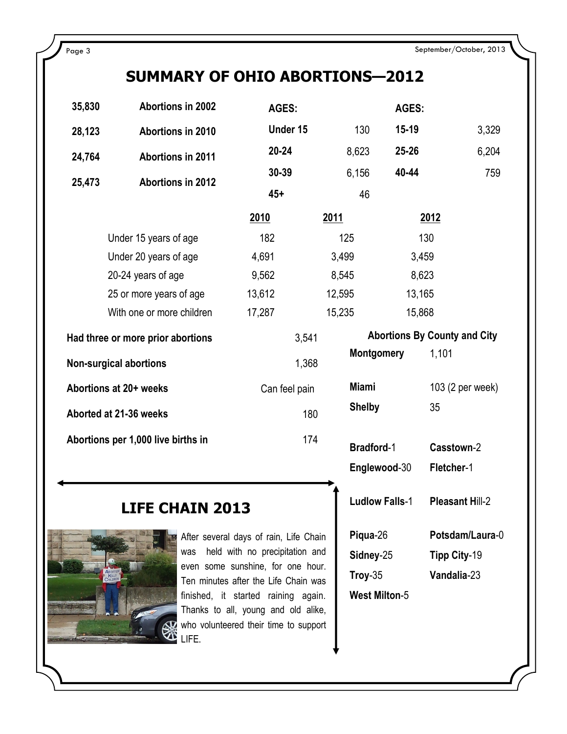# SUMMARY OF OHIO ABORTIONS—2012

| | |
|---|---|
| **35,830** | **Abortions in 2002** |
| **28,123** | **Abortions in 2010** |
| **24,764** | **Abortions in 2011** |
| **25,473** | **Abortions in 2012** |

| **AGES:** | | **AGES:** | |
|---|---|---|---|
| **Under 15** | 130 | **15-19** | 3,329 |
| **20-24** | 8,623 | **25-26** | 6,204 |
| **30-39** | 6,156 | **40-44** | 759 |
| **45+** | 46 | | |

| | **2010** | **2011** | **2012** |
|---|---|---|---|
| Under 15 years of age | 182 | 125 | 130 |
| Under 20 years of age | 4,691 | 3,499 | 3,459 |
| 20-24 years of age | 9,562 | 8,545 | 8,623 |
| 25 or more years of age | 13,612 | 12,595 | 13,165 |
| With one or more children | 17,287 | 15,235 | 15,868 |

| | |
|---|---|
| **Had three or more prior abortions** | 3,541 |
| **Non-surgical abortions** | 1,368 |
| **Abortions at 20+ weeks** | Can feel pain |
| **Aborted at 21-36 weeks** | 180 |
| **Abortions per 1,000 live births in** | 174 |

**Abortions By County and City**

| | |
|---|---|
| **Montgomery** | 1,101 |
| **Miami** | 103 (2 per week) |
| **Shelby** | 35 |

| | |
|---|---|
| **Bradford**-1 | **Casstown**-2 |
| **Englewood**-30 | **Fletcher**-1 |
| **Ludlow Falls**-1 | **Pleasant H**ill-2 |
| **Piqua**-26 | **Potsdam/Laura**-0 |
| **Sidney**-25 | **Tipp City**-19 |
| **Troy**-35 | **Vandalia**-23 |
| **West Milton**-5 | |

## LIFE CHAIN 2013

After several days of rain, Life Chain was held with no precipitation and even some sunshine, for one hour. Ten minutes after the Life Chain was finished, it started raining again. Thanks to all, young and old alike, who volunteered their time to support LIFE.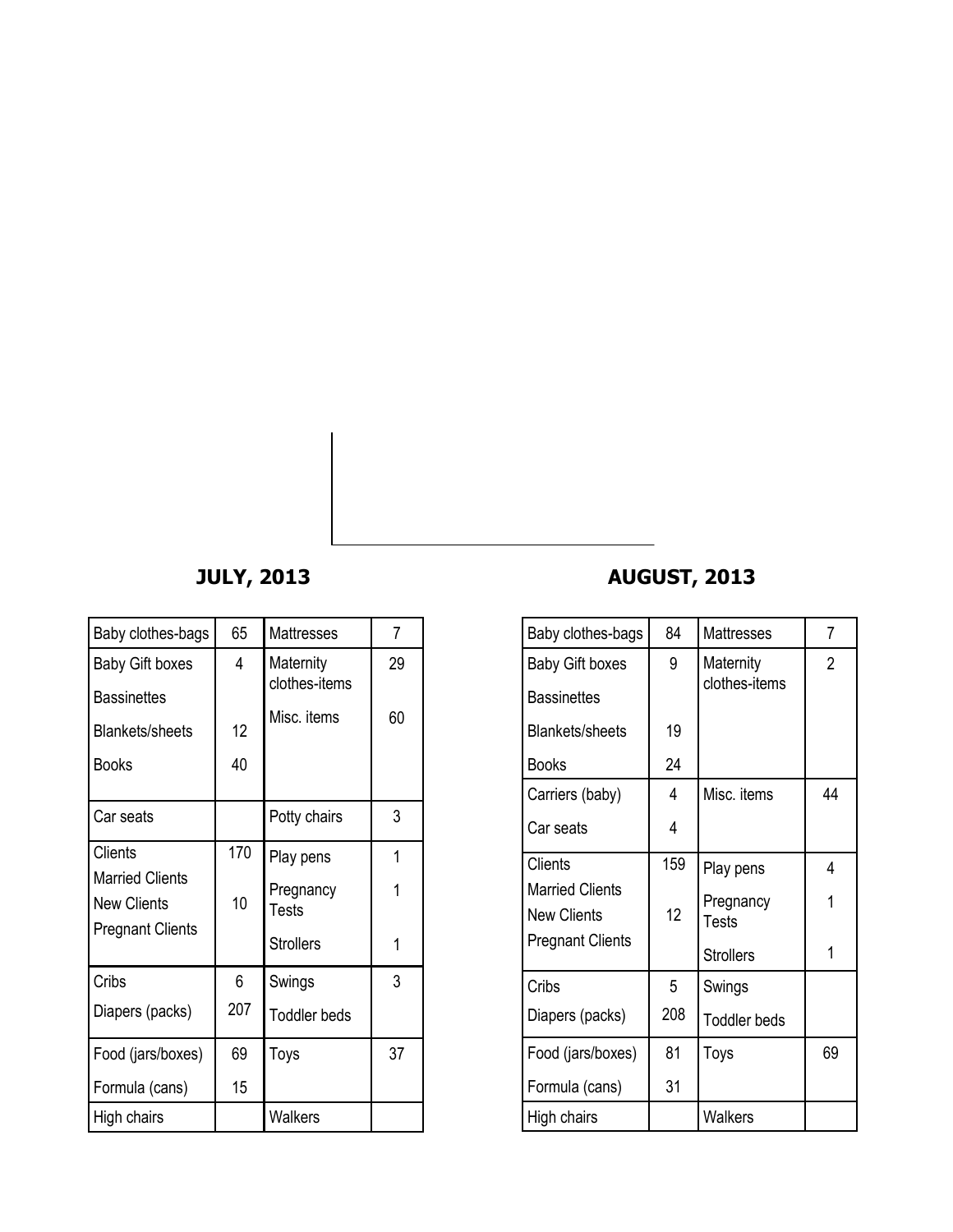## JULY, 2013

| | | | |
|---|---|---|---|
| Baby clothes-bags | 65 | Mattresses | 7 |
| Baby Gift boxes | 4 | Maternity clothes-items | 29 |
| Bassinettes | | | |
| Blankets/sheets | 12 | Misc. items | 60 |
| Books | 40 | | |
| Car seats | | Potty chairs | 3 |
| Clients | 170 | Play pens | 1 |
| Married Clients | | | |
| New Clients | 10 | Pregnancy Tests | 1 |
| Pregnant Clients | | | |
| | | Strollers | 1 |
| Cribs | 6 | Swings | 3 |
| Diapers (packs) | 207 | Toddler beds | |
| Food (jars/boxes) | 69 | Toys | 37 |
| Formula (cans) | 15 | | |
| High chairs | | Walkers | |

## AUGUST, 2013

| | | | |
|---|---|---|---|
| Baby clothes-bags | 84 | Mattresses | 7 |
| Baby Gift boxes | 9 | Maternity clothes-items | 2 |
| Bassinettes | | | |
| Blankets/sheets | 19 | | |
| Books | 24 | | |
| Carriers (baby) | 4 | Misc. items | 44 |
| Car seats | 4 | | |
| Clients | 159 | Play pens | 4 |
| Married Clients | | | |
| New Clients | 12 | Pregnancy Tests | 1 |
| Pregnant Clients | | | |
| | | Strollers | 1 |
| Cribs | 5 | Swings | |
| Diapers (packs) | 208 | Toddler beds | |
| Food (jars/boxes) | 81 | Toys | 69 |
| Formula (cans) | 31 | | |
| High chairs | | Walkers | |